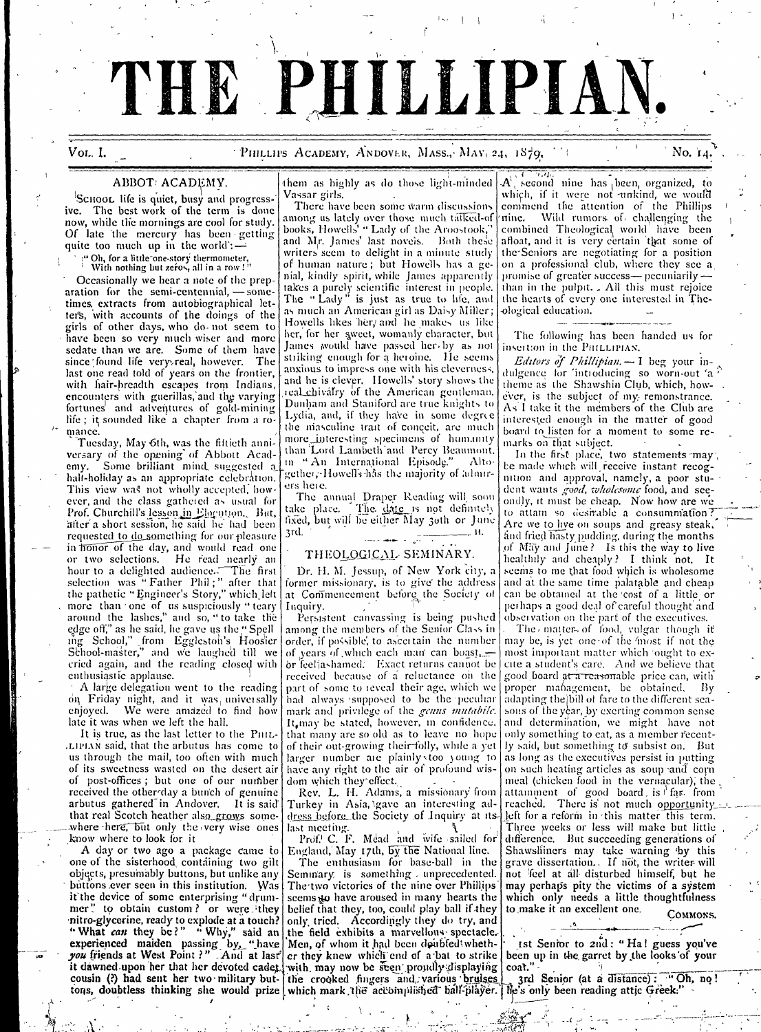# THE PHILLIPIAN.

Vol. I. Phillips Academy, Andover, Mass., May 24, 1879. No. 14.

## ABBOT ACADEMY.

School life is quiet, busy and progressive. The best work of the term is done now, while the mornings are cool for study. Of late the mercury has been getting quite too much up in the world:—

> "Oh, for a little one-story thermometer,
> With nothing but zeros, all in a row!"

Occasionally we hear a note of the preparation for the semi-centennial, — sometimes, extracts from autobiographical letters, with accounts of the doings of the girls of other days, who do not seem to have been so very much wiser and more sedate than we are. Some of them have since found life very real, however. The last one read told of years on the frontier, with hair-breadth escapes from Indians, encounters with guerillas, and the varying fortunes and adventures of gold-mining life; it sounded like a chapter from a romance.

Tuesday, May 6th, was the fiftieth anniversary of the opening of Abbott Academy. Some brilliant mind suggested a half-holiday as an appropriate celebration. This view was not wholly accepted, however, and the class gathered as usual for Prof. Churchill's lesson in Elocution. But, after a short session, he said he had been requested to do something for our pleasure in honor of the day, and would read one or two selections. He read nearly an hour to a delighted audience. The first selection was "Father Phil;" after that the pathetic "Engineer's Story," which left more than one of us suspiciously "teary around the lashes," and so, "to take the edge off," as he said, he gave us the "Spelling School," from Eggleston's Hoosier School-master," and we laughed till we cried again, and the reading closed with enthusiastic applause.

A large delegation went to the reading on Friday night, and it was universally enjoyed. We were amazed to find how late it was when we left the hall.

It is true, as the last letter to the Phillipian said, that the arbutus has come to us through the mail, too often with much of its sweetness wasted on the desert air of post-offices; but one of our number received the other day a bunch of genuine arbutus gathered in Andover. It is said that real Scotch heather also grows somewhere here, but only the very wise ones know where to look for it.

A day or two ago a package came to one of the sisterhood containing two gilt objects, presumably buttons, but unlike any buttons ever seen in this institution. Was it the device of some enterprising "drummer" to obtain custom? or were they nitro-glycerine, ready to explode at a touch? "What *can* they be?" "Why," said an experienced maiden passing by, "have *you* friends at West Point?" And at last it dawned upon her that her devoted cadet cousin (?) had sent her two military buttons, doubtless thinking she would prize them as highly as do those light-minded Vassar girls.

There have been some warm discussions among us lately over those much talked-of books, Howells' "Lady of the Aroostook," and Mr. James' last novels. Both these writers seem to delight in a minute study of human nature; but Howells has a genial, kindly spirit, while James apparently takes a purely scientific interest in people. The "Lady" is just as true to life, and as much an American girl as Daisy Miller; Howells likes her, and he makes us like her, for her sweet, womanly character, but James would have passed her by as not striking enough for a heroine. He seems anxious to impress one with his cleverness, and he is clever. Howells' story shows the real chivalry of the American gentleman. Dunham and Staniford are true knights to Lydia, and, if they have in some degree the masculine trait of conceit, are much more interesting specimens of humanity than Lord Lambeth and Percy Beaumont, in "An International Episode." Altogether, Howells has the majority of admirers here.

The annual Draper Reading will soon take place. The date is not definitely fixed, but will be either May 30th or June 3rd. H.

## THEOLOGICAL SEMINARY.

Dr. H. M. Jessup, of New York city, a former missionary, is to give the address at Commencement before the Society of Inquiry.

Persistent canvassing is being pushed among the members of the Senior Class in order, if possible, to ascertain the number of years of which each man can boast,— or feel ashamed. Exact returns cannot be received because of a reluctance on the part of some to reveal their age, which we had always supposed to be the peculiar mark and privilege of the *genus mutabile*. It may be stated, however, in confidence, that many are so old as to leave no hope of their out-growing their folly, while a yet larger number are plainly too young to have any right to the air of profound wisdom which they effect.

Rev. L. H. Adams, a missionary from Turkey in Asia, gave an interesting address before the Society of Inquiry at its last meeting.

Prof. C. F. Mead and wife sailed for England, May 17th, by the National line.

The enthusiasm for base-ball in the Seminary is something unprecedented. The two victories of the nine over Phillips seems to have aroused in many hearts the belief that they, too, could play ball if they only tried. Accordingly they do try, and the field exhibits a marvellous spectacle. Men, of whom it had been doubted whether they knew which end of a bat to strike with, may now be seen proudly displaying the crooked fingers and various bruises which mark the accomplished ball-player. A second nine has been organized, to which, if it were not unkind, we would commend the attention of the Phillips nine. Wild rumors of challenging the combined Theological world have been afloat, and it is very certain that some of the Seniors are negotiating for a position on a professional club, where they see a promise of greater success—pecuniarily— than in the pulpit. All this must rejoice the hearts of every one interested in Theological education.

---

The following has been handed us for insertion in the Phillipian.

*Editors of Phillipian.* — I beg your indulgence for introducing so worn-out a theme as the Shawshin Club, which, however, is the subject of my remonstrance. As I take it the members of the Club are interested enough in the matter of good board to listen for a moment to some remarks on that subject.

In the first place, two statements may be made which will receive instant recognition and approval, namely, a poor student wants *good, wholesome* food, and secondly, it must be cheap. Now how are we to attain so desirable a consummation? Are we to live on soups and greasy steak, and fried hasty pudding, during the months of May and June? Is this the way to live healthily and cheaply? I think not. It seems to me that food which is wholesome and at the same time palatable and cheap can be obtained at the cost of a little, or perhaps a good deal of careful thought and observation on the part of the executives.

The matter of food, vulgar though it may be, is yet one of the most if not the most important matter which ought to excite a student's care. And we believe that good board at a reasonable price can, with proper management, be obtained. By adapting the bill of fare to the different seasons of the year, by exerting common sense and determination, we might have not only something to eat, as a member recently said, but something to subsist on. But as long as the executives persist in putting on such heating articles as soup and corn meal (chicken food in the vernacular), the attainment of good board is far from reached. There is not much opportunity left for a reform in this matter this term. Three weeks or less will make but little difference. But succeeding generations of Shawshiners may take warning by this grave dissertation. If not, the writer will not feel at all disturbed himself, but he may perhaps pity the victims of a system which only needs a little thoughtfulness to make it an excellent one.

COMMONS.

---

1st Senior to 2nd: "Ha! guess you've been up in the garret by the looks of your coat."

3rd Senior (at a distance): "Oh, no! he's only been reading attic Greek."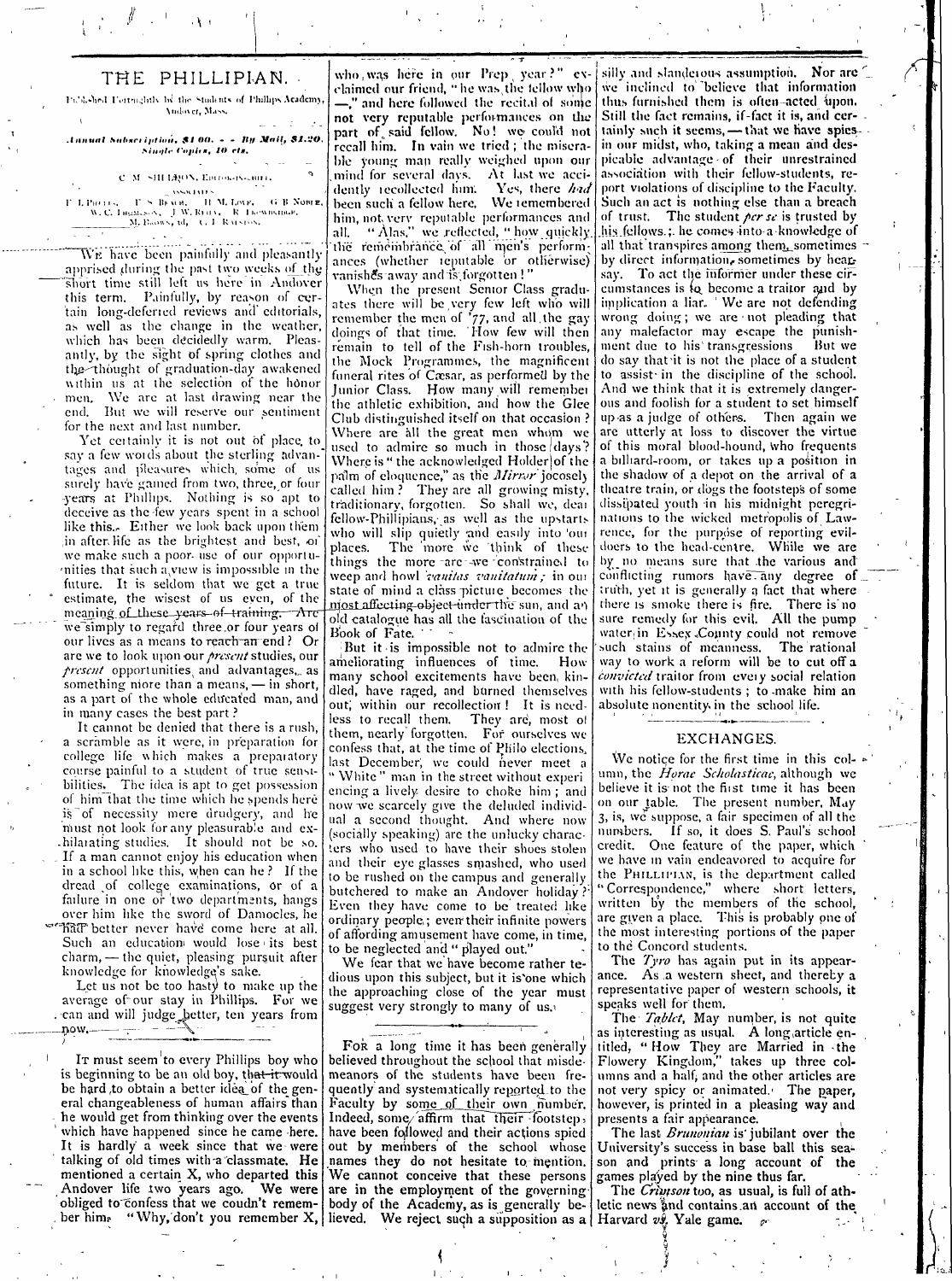# THE PHILLIPIAN.

Published Fortnightly by the Students of Phillips Academy, Andover, Mass.

*Annual Subscription, $1 00. - - By Mail, $1.20. Single Copies, 10 cts.*

C. M. SHELDON, EDITOR-IN-CHIEF.

ASSOCIATES.

F. L. POTTS, F. S. BEACH, H. M. LOVE, G. B. NOBLE, W. C. THOMPSON, J. W. RILEY, R. TEWKSBURY, M. BROWN, JR., C. F. RALSTON.

---

WE have been painfully and pleasantly apprised during the past two weeks of the short time still left us here in Andover this term. Painfully, by reason of certain long-deferred reviews and editorials, as well as the change in the weather, which has been decidedly warm. Pleasantly, by the sight of spring clothes and the thought of graduation-day awakened within us at the selection of the honor men. We are at last drawing near the end. But we will reserve our sentiment for the next and last number.

Yet certainly it is not out of place to say a few words about the sterling advantages and pleasures which, some of us surely have gained from two, three, or four years at Phillips. Nothing is so apt to deceive as the few years spent in a school like this. Either we look back upon them in after life as the brightest and best, or we make such a poor use of our opportunities that such a view is impossible in the future. It is seldom that we get a true estimate, the wisest of us even, of the meaning of these years of training. Are we simply to regard three or four years of our lives as a means to reach an end? Or are we to look upon our *present* studies, our *present* opportunities and advantages, as something more than a means, — in short, as a part of the whole educated man, and in many cases the best part?

It cannot be denied that there is a rush, a scramble as it were, in preparation for college life which makes a preparatory course painful to a student of true sensibilities. The idea is apt to get possession of him that the time which he spends here is of necessity mere drudgery, and he must not look for any pleasurable and exhilarating studies. It should not be so. If a man cannot enjoy his education when in a school like this, when can he? If the dread of college examinations, or of a failure in one or two departments, hangs over him like the sword of Damocles, he had better never have come here at all. Such an education would lose its best charm, — the quiet, pleasing pursuit after knowledge for knowledge's sake.

Let us not be too hasty to make up the average of our stay in Phillips. For we can and will judge better, ten years from now.

---

IT must seem to every Phillips boy who is beginning to be an old boy, that it would be hard to obtain a better idea of the general changeableness of human affairs than he would get from thinking over the events which have happened since he came here. It is hardly a week since that we were talking of old times with a classmate. He mentioned a certain X, who departed this Andover life two years ago. We were obliged to confess that we couldn't remember him. "Why, don't you remember X, who was here in our Prep. year?" exclaimed our friend, "he was the fellow who —," and here followed the recital of some not very reputable performances on the part of said fellow. No! we could not recall him. In vain we tried; the miserable young man really weighed upon our mind for several days. At last we accidently recollected him. Yes, there *had* been such a fellow here. We remembered him, not very reputable performances and all. "Alas," we reflected, "how quickly the remembrance of all men's performances (whether reputable or otherwise) vanishes away and is forgotten!"

When the present Senior Class graduates there will be very few left who will remember the men of '77, and all the gay doings of that time. How few will then remain to tell of the Fish-horn troubles, the Mock Programmes, the magnificent funeral rites of Cæsar, as performed by the Junior Class. How many will remember the athletic exhibition, and how the Glee Club distinguished itself on that occasion? Where are all the great men whom we used to admire so much in those days? Where is "the acknowledged Holder of the palm of eloquence," as the *Mirror* jocosely called him? They are all growing misty, traditionary, forgotten. So shall we, dear fellow-Phillipians, as well as the upstarts who will slip quietly and easily into our places. The more we think of these things the more are we constrained to weep and howl *vanitas vanitatum*; in our state of mind a class picture becomes the most affecting object under the sun, and an old catalogue has all the fascination of the Book of Fate.

But it is impossible not to admire the ameliorating influences of time. How many school excitements have been kindled, have raged, and burned themselves out, within our recollection! It is needless to recall them. They are, most of them, nearly forgotten. For ourselves we confess that, at the time of Philo elections, last December, we could never meet a "White" man in the street without experiencing a lively desire to choke him; and now we scarcely give the deluded individual a second thought. And where now (socially speaking) are the unlucky characters who used to have their shoes stolen and their eye glasses smashed, who used to be rushed on the campus and generally butchered to make an Andover holiday? Even they have come to be treated like ordinary people; even their infinite powers of affording amusement have come, in time, to be neglected and "played out."

We fear that we have become rather tedious upon this subject, but it is one which the approaching close of the year must suggest very strongly to many of us.

---

FOR a long time it has been generally believed throughout the school that misdemeanors of the students have been frequently and systematically reported to the Faculty by some of their own number. Indeed, some affirm that their footsteps have been followed and their actions spied out by members of the school whose names they do not hesitate to mention. We cannot conceive that these persons are in the employment of the governing body of the Academy, as is generally believed. We reject such a supposition as a silly and slanderous assumption. Nor are we inclined to believe that information thus furnished them is often acted upon. Still the fact remains, if fact it is, and certainly such it seems, — that we have spies in our midst, who, taking a mean and despicable advantage of their unrestrained association with their fellow-students, report violations of discipline to the Faculty. Such an act is nothing else than a breach of trust. The student *per se* is trusted by his fellows; he comes into a knowledge of all that transpires among them, sometimes by direct information, sometimes by hearsay. To act the informer under these circumstances is to become a traitor and by implication a liar. We are not defending wrong doing; we are not pleading that any malefactor may escape the punishment due to his transgressions. But we do say that it is not the place of a student to assist in the discipline of the school. And we think that it is extremely dangerous and foolish for a student to set himself up as a judge of others. Then again we are utterly at loss to discover the virtue of this moral blood-hound, who frequents a billiard-room, or takes up a position in the shadow of a depot on the arrival of a theatre train, or dogs the footsteps of some dissipated youth in his midnight peregrinations to the wicked metropolis of Lawrence, for the purpose of reporting evil-doers to the head-centre. While we are by no means sure that the various and conflicting rumors have any degree of truth, yet it is generally a fact that where there is smoke there is fire. There is no sure remedy for this evil. All the pump water in Essex County could not remove such stains of meanness. The rational way to work a reform will be to cut off a *convicted* traitor from every social relation with his fellow-students; to make him an absolute nonentity in the school life.

---

## EXCHANGES.

We notice for the first time in this column, the *Horae Scholasticae*, although we believe it is not the first time it has been on our table. The present number, May 3, is, we suppose, a fair specimen of all the numbers. If so, it does S. Paul's school credit. One feature of the paper, which we have in vain endeavored to acquire for the PHILLIPIAN, is the department called "Correspondence," where short letters, written by the members of the school, are given a place. This is probably one of the most interesting portions of the paper to the Concord students.

The *Tyro* has again put in its appearance. As a western sheet, and thereby a representative paper of western schools, it speaks well for them.

The *Tablet*, May number, is not quite as interesting as usual. A long article entitled, "How They are Married in the Flowery Kingdom," takes up three columns and a half, and the other articles are not very spicy or animated. The paper, however, is printed in a pleasing way and presents a fair appearance.

The last *Brunonian* is jubilant over the University's success in base ball this season and prints a long account of the games played by the nine thus far.

The *Crimson* too, as usual, is full of athletic news and contains an account of the Harvard *vs.* Yale game.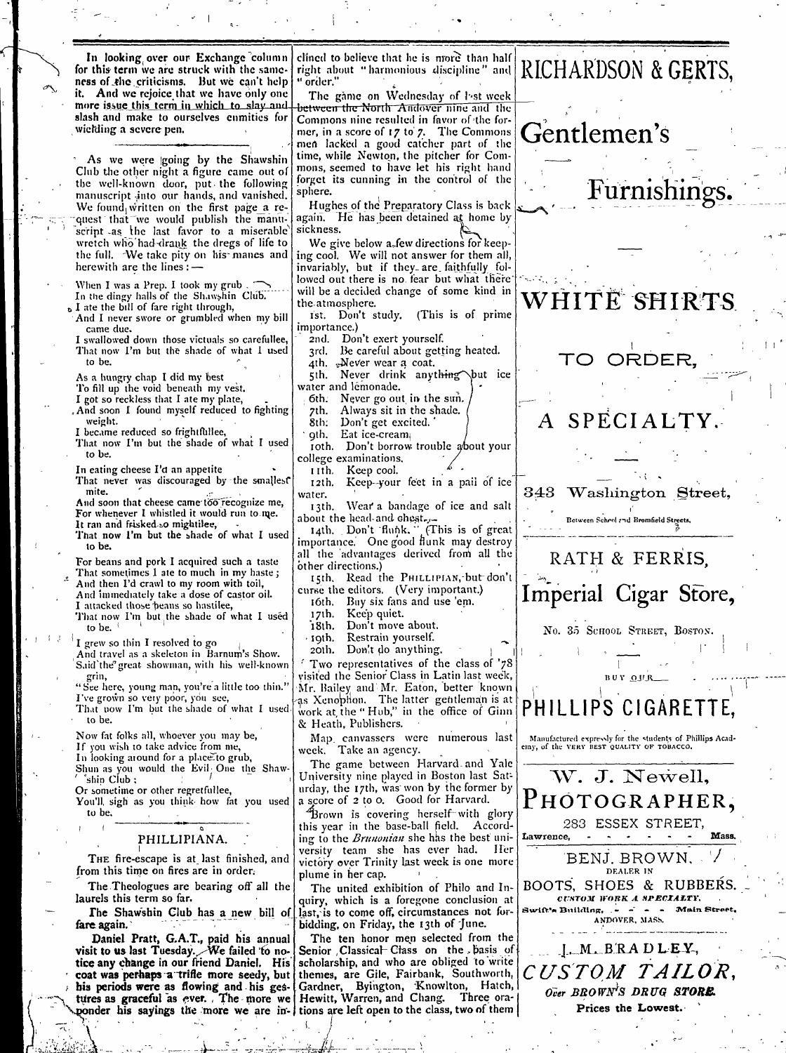In looking over our Exchange column for this term we are struck with the sameness of the criticisms. But we can't help it. And we rejoice that we have only one more issue this term in which to slay and slash and make to ourselves enmities for wielding a severe pen.

---

As we were going by the Shawshin Club the other night a figure came out of the well-known door, put the following manuscript into our hands, and vanished. We found written on the first page a request that we would publish the manuscript as the last favor to a miserable wretch who had drank the dregs of life to the full. We take pity on his manes and herewith are the lines: —

When I was a Prep. I took my grub
In the dingy halls of the Shawshin Club.
I ate the bill of fare right through,
And I never swore or grumbled when my bill came due.
I swallowed down those victuals so carefullee,
That now I'm but the shade of what I used to be.

As a hungry chap I did my best
To fill up the void beneath my vest.
I got so reckless that I ate my plate,
And soon I found myself reduced to fighting weight.
I became reduced so frightfullee,
That now I'm but the shade of what I used to be.

In eating cheese I'd an appetite
That never was discouraged by the smallest mite.
And soon that cheese came too recognize me,
For whenever I whistled it would run to me.
It ran and frisked so mightilee,
That now I'm but the shade of what I used to be.

For beans and pork I acquired such a taste
That sometimes I ate to much in my haste;
And then I'd crawl to my room with toil,
And immediately take a dose of castor oil.
I attacked those beans so hastilee,
That now I'm but the shade of what I used to be.

I grew so thin I resolved to go
And travel as a skeleton in Barnum's Show.
Said the great showman, with his well-known grin,
"See here, young man, you're a little too thin."
I've grown so very poor, you see,
That now I'm but the shade of what I used to be.

Now fat folks all, whoever you may be,
If you wish to take advice from me,
In looking around for a place to grub,
Shun as you would the Evil One the Shawshin Club;
Or sometime or other regretfullee,
You'll sigh as you think how fat you used to be.

---

## PHILLIPIANA.

The fire-escape is at last finished, and from this time on fires are in order.

The Theologues are bearing off all the laurels this term so far.

The Shawshin Club has a new bill of fare again.

Daniel Pratt, G.A.T., paid his annual visit to us last Tuesday. We failed to notice any change in our friend Daniel. His coat was perhaps a trifle more seedy, but his periods were as flowing and his gestures as graceful as ever. The more we ponder his sayings the more we are inclined to believe that he is more than half right about "harmonious discipline" and "order."

The game on Wednesday of last week between the North Andover nine and the Commons nine resulted in favor of the former, in a score of 17 to 7. The Commons men lacked a good catcher part of the time, while Newton, the pitcher for Commons, seemed to have let his right hand forget its cunning in the control of the sphere.

Hughes of the Preparatory Class is back again. He has been detained at home by sickness.

We give below a few directions for keeping cool. We will not answer for them all, invariably, but if they are faithfully followed out there is no fear but what there will be a decided change of some kind in the atmosphere.

1st. Don't study. (This is of prime importance.)
2nd. Don't exert yourself.
3rd. Be careful about getting heated.
4th. Never wear a coat.
5th. Never drink anything but ice water and lemonade.
6th. Never go out in the sun.
7th. Always sit in the shade.
8th. Don't get excited.
9th. Eat ice-cream.
10th. Don't borrow trouble about your college examinations.
11th. Keep cool.
12th. Keep your feet in a pail of ice water.
13th. Wear a bandage of ice and salt about the head and chest.
14th. Don't flunk. (This is of great importance. One good flunk may destroy all the advantages derived from all the other directions.)
15th. Read the PHILLIPIAN, but don't curse the editors. (Very important.)
16th. Buy six fans and use 'em.
17th. Keep quiet.
18th. Don't move about.
19th. Restrain yourself.
20th. Don't do anything.

Two representatives of the class of '78 visited the Senior Class in Latin last week, Mr. Bailey and Mr. Eaton, better known as Xenophon. The latter gentleman is at work at the "Hub," in the office of Ginn & Heath, Publishers.

Map canvassers were numerous last week. Take an agency.

The game between Harvard and Yale University nine played in Boston last Saturday, the 17th, was won by the former by a score of 2 to 0. Good for Harvard.

Brown is covering herself with glory this year in the base-ball field. According to the *Brunonian* she has the best university team she has ever had. Her victory over Trinity last week is one more plume in her cap.

The united exhibition of Philo and Inquiry, which is a foregone conclusion at last, is to come off, circumstances not forbidding, on Friday, the 13th of June.

The ten honor men selected from the Senior Classical Class on the basis of scholarship, and who are obliged to write themes, are Gile, Fairbank, Southworth, Gardner, Byington, Knowlton, Hatch, Hewitt, Warren, and Chang. Three orations are left open to the class, two of them

---

# RICHARDSON & GERTS,

## Gentlemen's Furnishings.

## WHITE SHIRTS TO ORDER, A SPECIALTY.

343 Washington Street,

Between School and Bromfield Streets.

---

RATH & FERRIS,

## Imperial Cigar Store,

No. 35 SCHOOL STREET, BOSTON.

---

BUY OUR

## PHILLIPS CIGARETTE,

Manufactured expressly for the students of Phillips Academy, of the VERY BEST QUALITY OF TOBACCO.

---

W. J. Newell,

## PHOTOGRAPHER,

283 ESSEX STREET,

Lawrence, Mass.

---

BENJ. BROWN,

DEALER IN

BOOTS, SHOES & RUBBERS.

*CUSTOM WORK A SPECIALTY.*

Swift's Building, Main Street, ANDOVER, MASS.

---

J. M. BRADLEY,

## *CUSTOM TAILOR,*

*Over BROWN'S DRUG STORE.*

**Prices the Lowest.**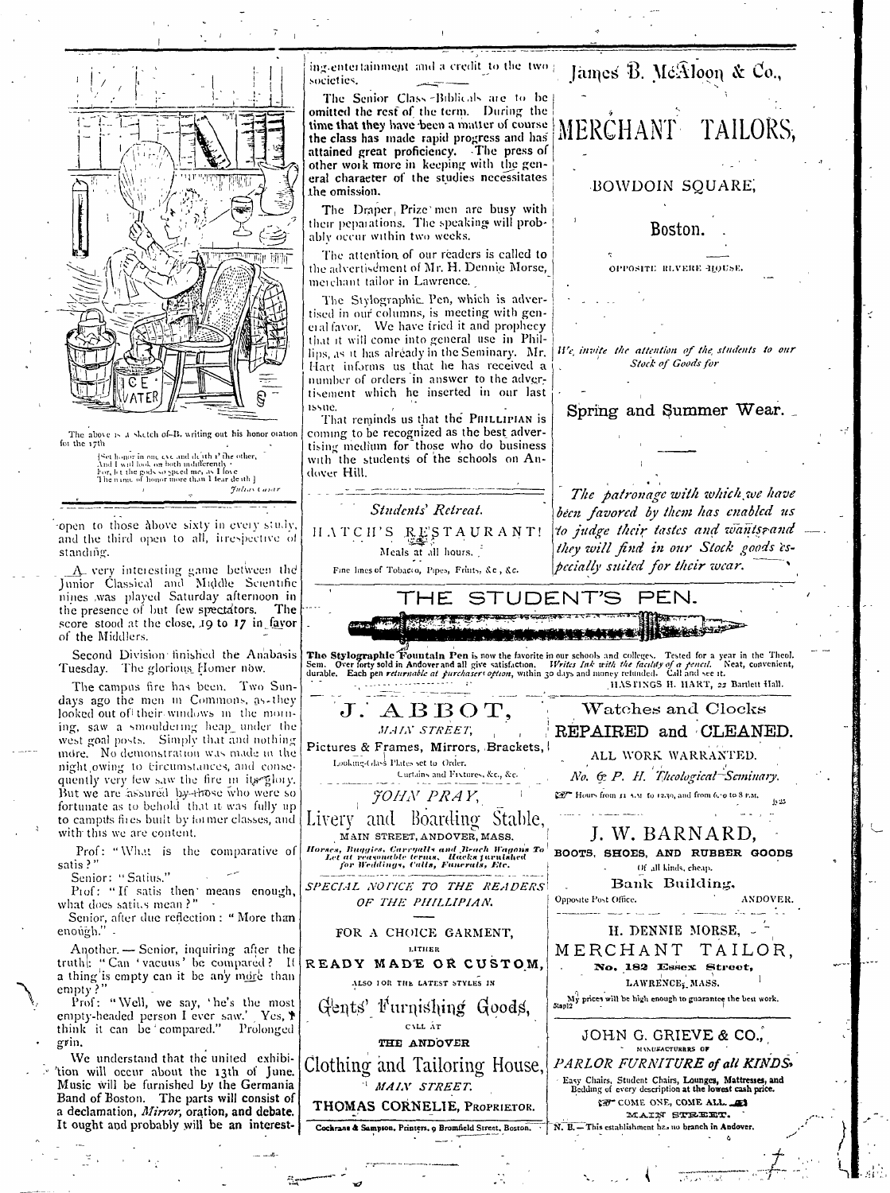The above is a sketch of B. writing out his honor oration for the 17th

[Set honor in one eye and death i' the other,
And I will look on both indifferently:
For, let the gods so speed me, as I love
The name of honor more than I fear death.]
*Julius Caesar*

open to those above sixty in every study, and the third open to all, irrespective of standing.

A very interesting game between the Junior Classical and Middle Scientific nines was played Saturday afternoon in the presence of but few spectators. The score stood at the close, 19 to 17 in favor of the Middlers.

Second Division finished the Anabasis Tuesday. The glorious Homer now.

The campus fire has been. Two Sundays ago the men in Commons, as they looked out of their windows in the morning, saw a smouldering heap under the west goal posts. Simply that and nothing more. No demonstration was made in the night owing to circumstances, and consequently very few saw the fire in its glory. But we are assured by those who were so fortunate as to behold that it was fully up to campus fires built by former classes, and with this we are content.

Prof: "What is the comparative of satis?"

Senior: "Satius."

Prof: "If satis then means enough, what does satius mean?"

Senior, after due reflection: "More than enough."

Another. — Senior, inquiring after the truth: "Can 'vacuus' be compared? If a thing is empty can it be any more than empty?"

Prof: "Well, we say, 'he's the most empty-headed person I ever saw.' Yes, I think it can be compared." Prolonged grin.

We understand that the united exhibition will occur about the 13th of June. Music will be furnished by the Germania Band of Boston. The parts will consist of a declamation, *Mirror*, oration, and debate. It ought and probably will be an interesting entertainment and a credit to the two societies.

The Senior Class-Biblicals are to be omitted the rest of the term. During the time that they have been a matter of course the class has made rapid progress and has attained great proficiency. The press of other work more in keeping with the general character of the studies necessitates the omission.

The Draper Prize men are busy with their preparations. The speaking will probably occur within two weeks.

The attention of our readers is called to the advertisement of Mr. H. Dennie Morse, merchant tailor in Lawrence.

The Stylographic Pen, which is advertised in our columns, is meeting with general favor. We have tried it and prophecy that it will come into general use in Phillips, as it has already in the Seminary. Mr. Hart informs us that he has received a number of orders in answer to the advertisement which he inserted in our last issue.

That reminds us that the PHILLIPIAN is coming to be recognized as the best advertising medium for those who do business with the students of the schools on Andover Hill.

---

*Students' Retreat.*

HATCH'S RESTAURANT!

Meals at all hours.

Fine lines of Tobacco, Pipes, Fruits, &c., &c.

---

James B. McAloon & Co.,

MERCHANT TAILORS,

BOWDOIN SQUARE,

Boston.

OPPOSITE REVERE HOUSE.

*We invite the attention of the students to our Stock of Goods for*

Spring and Summer Wear.

*The patronage with which we have been favored by them has enabled us to judge their tastes and wants, and they will find in our Stock goods especially suited for their wear.*

---

# THE STUDENT'S PEN.

**The Stylographic Fountain Pen** is now the favorite in our schools and colleges. Tested for a year in the Theol. Sem. Over forty sold in Andover and all give satisfaction. *Writes Ink with the facility of a pencil.* Neat, convenient, durable. Each pen *returnable at purchaser's option*, within 30 days and money refunded. Call and see it.

HASTINGS H. HART, 22 Bartlett Hall.

---

J. ABBOT,

*MAIN STREET,*

Pictures & Frames, Mirrors, Brackets,

Looking-Glass Plates set to Order.

Curtains and Fixtures, &c., &c.

---

*JOHN PRAY,*

Livery and Boarding Stable,

MAIN STREET, ANDOVER, MASS.

*Horses, Buggies, Carryalls and Beach Wagons To Let at reasonable terms. Hacks furnished for Weddings, Calls, Funerals, Etc.*

---

*SPECIAL NOTICE TO THE READERS OF THE PHILLIPIAN.*

FOR A CHOICE GARMENT,

EITHER

READY MADE OR CUSTOM,

ALSO FOR THE LATEST STYLES IN

Gents' Furnishing Goods,

CALL AT

THE ANDOVER

Clothing and Tailoring House,

*MAIN STREET.*

THOMAS CORNELIE, PROPRIETOR.

Cochrane & Sampson, Printers, 9 Bromfield Street, Boston.

---

Watches and Clocks

REPAIRED and CLEANED.

ALL WORK WARRANTED.

*No. 6 P. H. Theological Seminary.*

Hours from 11 A.M. to 12.30, and from 6.30 to 8 P.M.

---

J. W. BARNARD,

BOOTS, SHOES, AND RUBBER GOODS

Of all kinds, cheap.

Bank Building,

Opposite Post Office. ANDOVER.

---

H. DENNIE MORSE,

MERCHANT TAILOR,

No. 182 Essex Street,

LAWRENCE, MASS.

My prices will be high enough to guarantee the best work.

---

JOHN G. GRIEVE & CO.,

MANUFACTURERS OF

*PARLOR FURNITURE of all KINDS.*

Easy Chairs, Student Chairs, Lounges, Mattresses, and Bedding of every description at the lowest cash price.

COME ONE, COME ALL.

MAIN STREET.

N. B. — This establishment has no branch in Andover.